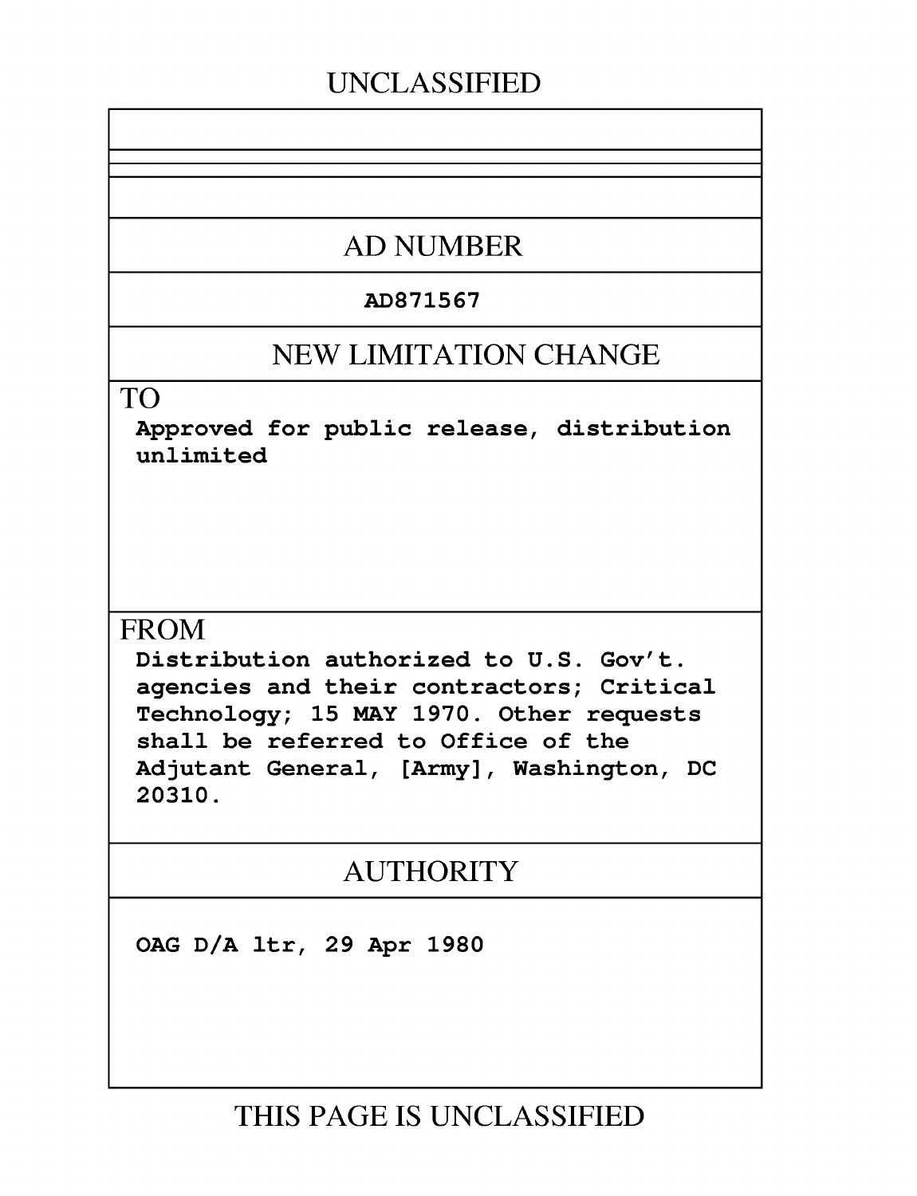UNCLASSIFIED

## AD NUMBER

**AD871567**

## NEW LIMITATION CHANGE

TO

**Approved for public release, distribution unlimited**

FROM

**Distribution authorized to U.S. Gov't. agencies and their contractors; Critical Technology; 15 MAY 1970. Other requests shall be referred to Office of the Adjutant General, [Army], Washington, DC 20310.**

## AUTHORITY

**OAG D/A ltr, 29 Apr 1980**

THIS PAGE IS UNCLASSIFIED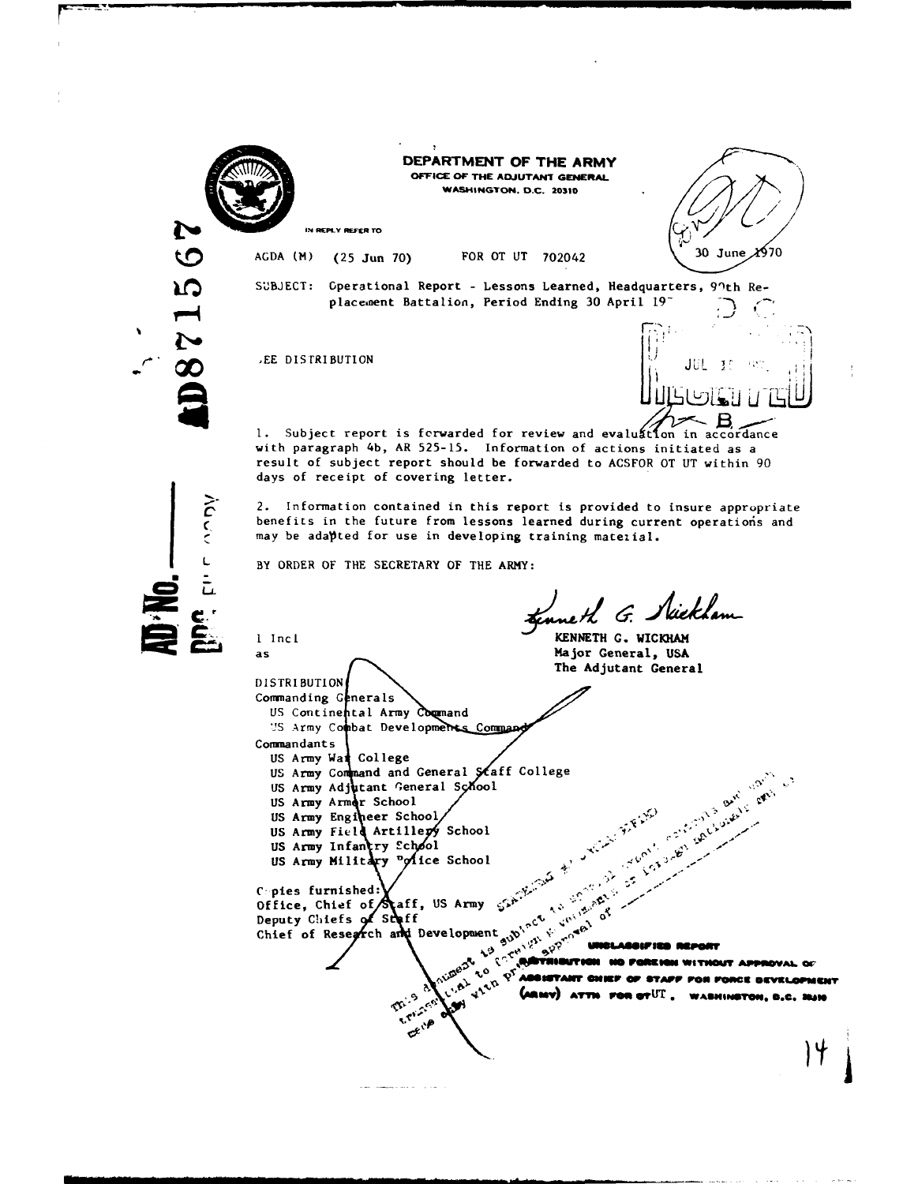AD No. ———
DDC FILE COPY

AD871567

**DEPARTMENT OF THE ARMY**
OFFICE OF THE ADJUTANT GENERAL
WASHINGTON, D.C. 20310

IN REPLY REFER TO

AGDA (M) (25 Jun 70) FOR OT UT 702042 30 June 1970

SUBJECT: Operational Report - Lessons Learned, Headquarters, 90th Replacement Battalion, Period Ending 30 April 19

SEE DISTRIBUTION

1. Subject report is forwarded for review and evaluation in accordance with paragraph 4b, AR 525-15. Information of actions initiated as a result of subject report should be forwarded to ACSFOR OT UT within 90 days of receipt of covering letter.

2. Information contained in this report is provided to insure appropriate benefits in the future from lessons learned during current operations and may be adapted for use in developing training material.

BY ORDER OF THE SECRETARY OF THE ARMY:

Kenneth G. Wickham
KENNETH G. WICKHAM
Major General, USA
The Adjutant General

1 Incl
as

DISTRIBUTION
Commanding Generals
US Continental Army Command
US Army Combat Developments Command
Commandants
US Army War College
US Army Command and General Staff College
US Army Adjutant General School
US Army Armor School
US Army Engineer School
US Army Field Artillery School
US Army Infantry School
US Army Military Police School

Copies furnished:
Office, Chief of Staff, US Army
Deputy Chiefs of Staff
Chief of Research and Development

UNCLASSIFIED REPORT
DISTRIBUTION NO FOREIGN WITHOUT APPROVAL OF ASSISTANT CHIEF OF STAFF FOR FORCE DEVELOPMENT (ARMY) ATTN FOR OT UT, WASHINGTON, D.C. 20310

STATEMENT #... This document is subject to special export controls and each transmittal to foreign governments or foreign nationals may be made only with prior approval of ...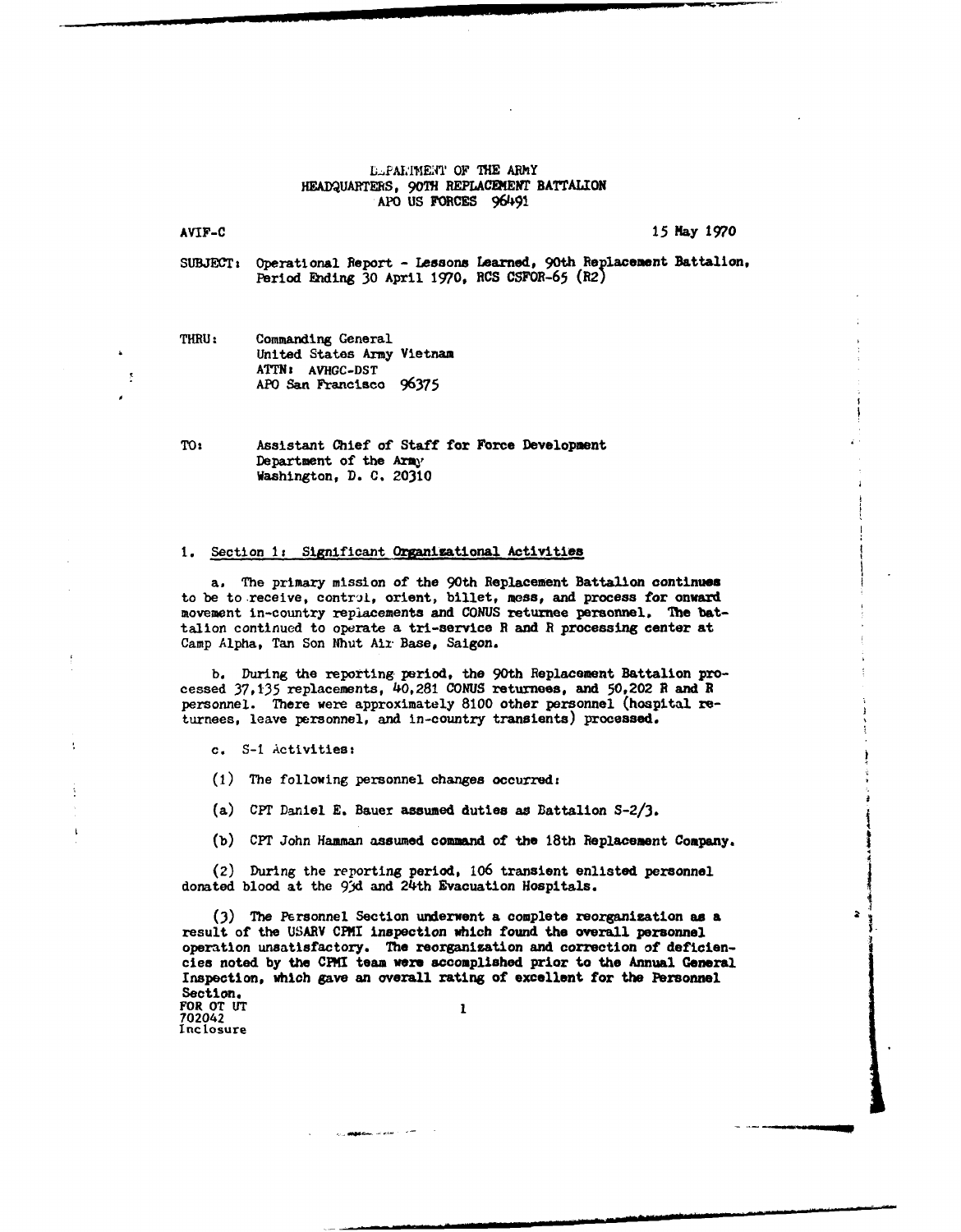DEPARTMENT OF THE ARMY
HEADQUARTERS, 90TH REPLACEMENT BATTALION
APO US FORCES 96491

AVIF-C

15 May 1970

SUBJECT: Operational Report - Lessons Learned, 90th Replacement Battalion, Period Ending 30 April 1970, RCS CSFOR-65 (R2)

THRU: Commanding General
United States Army Vietnam
ATTN: AVHGC-DST
APO San Francisco 96375

TO: Assistant Chief of Staff for Force Development
Department of the Army
Washington, D. C. 20310

1. Section 1: Significant Organizational Activities

a. The primary mission of the 90th Replacement Battalion continues to be to receive, control, orient, billet, mess, and process for onward movement in-country replacements and CONUS returnee personnel. The battalion continued to operate a tri-service R and R processing center at Camp Alpha, Tan Son Nhut Air Base, Saigon.

b. During the reporting period, the 90th Replacement Battalion processed 37,135 replacements, 40,281 CONUS returnees, and 50,202 R and R personnel. There were approximately 8100 other personnel (hospital returnees, leave personnel, and in-country transients) processed.

c. S-1 Activities:

(1) The following personnel changes occurred:

(a) CPT Daniel E. Bauer assumed duties as Battalion S-2/3.

(b) CPT John Hamman assumed command of the 18th Replacement Company.

(2) During the reporting period, 106 transient enlisted personnel donated blood at the 93d and 24th Evacuation Hospitals.

(3) The Personnel Section underwent a complete reorganization as a result of the USARV CPMI inspection which found the overall personnel operation unsatisfactory. The reorganization and correction of deficiencies noted by the CPMI team were accomplished prior to the Annual General Inspection, which gave an overall rating of excellent for the Personnel Section.

FOR OT UT
702042
Inclosure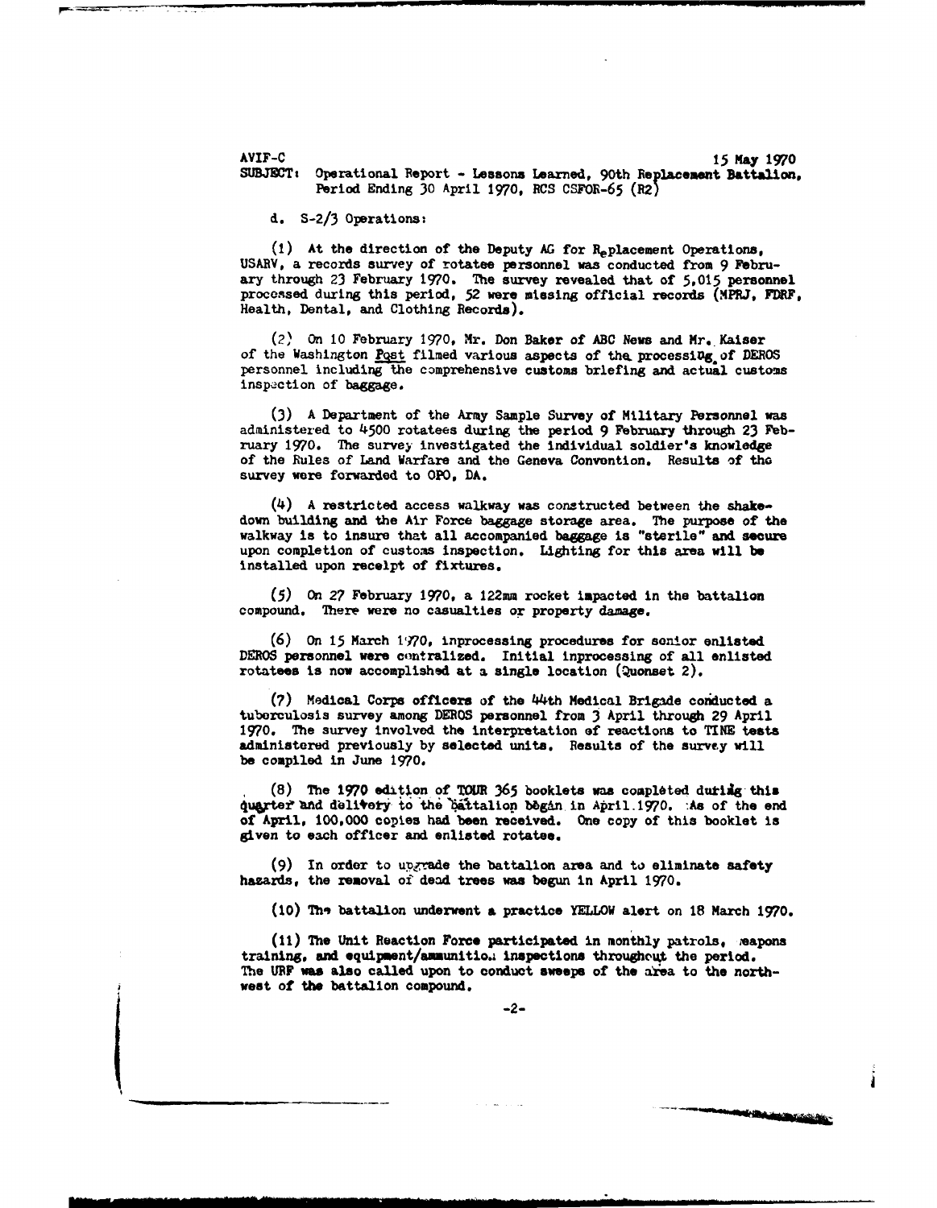AVIF-C 15 May 1970

SUBJECT: Operational Report - Lessons Learned, 90th Replacement Battalion, Period Ending 30 April 1970, RCS CSFOR-65 (R2)

d. S-2/3 Operations:

(1) At the direction of the Deputy AG for Replacement Operations, USARV, a records survey of rotatee personnel was conducted from 9 February through 23 February 1970. The survey revealed that of 5,015 personnel processed during this period, 52 were missing official records (MPRJ, FDRF, Health, Dental, and Clothing Records).

(2) On 10 February 1970, Mr. Don Baker of ABC News and Mr. Kaiser of the Washington Post filmed various aspects of the processing of DEROS personnel including the comprehensive customs briefing and actual customs inspection of baggage.

(3) A Department of the Army Sample Survey of Military Personnel was administered to 4500 rotatees during the period 9 February through 23 February 1970. The survey investigated the individual soldier's knowledge of the Rules of Land Warfare and the Geneva Convention. Results of the survey were forwarded to OPO, DA.

(4) A restricted access walkway was constructed between the shakedown building and the Air Force baggage storage area. The purpose of the walkway is to insure that all accompanied baggage is "sterile" and secure upon completion of customs inspection. Lighting for this area will be installed upon receipt of fixtures.

(5) On 27 February 1970, a 122mm rocket impacted in the battalion compound. There were no casualties or property damage.

(6) On 15 March 1970, inprocessing procedures for senior enlisted DEROS personnel were centralized. Initial inprocessing of all enlisted rotatees is now accomplished at a single location (Quonset 2).

(7) Medical Corps officers of the 44th Medical Brigade conducted a tuberculosis survey among DEROS personnel from 3 April through 29 April 1970. The survey involved the interpretation of reactions to TINE tests administered previously by selected units. Results of the survey will be compiled in June 1970.

(8) The 1970 edition of TOUR 365 booklets was completed during this quarter and delivery to the battalion began in April 1970. As of the end of April, 100,000 copies had been received. One copy of this booklet is given to each officer and enlisted rotatee.

(9) In order to upgrade the battalion area and to eliminate safety hazards, the removal of dead trees was begun in April 1970.

(10) The battalion underwent a practice YELLOW alert on 18 March 1970.

(11) The Unit Reaction Force participated in monthly patrols, weapons training, and equipment/ammunition inspections throughout the period. The URF was also called upon to conduct sweeps of the area to the northwest of the battalion compound.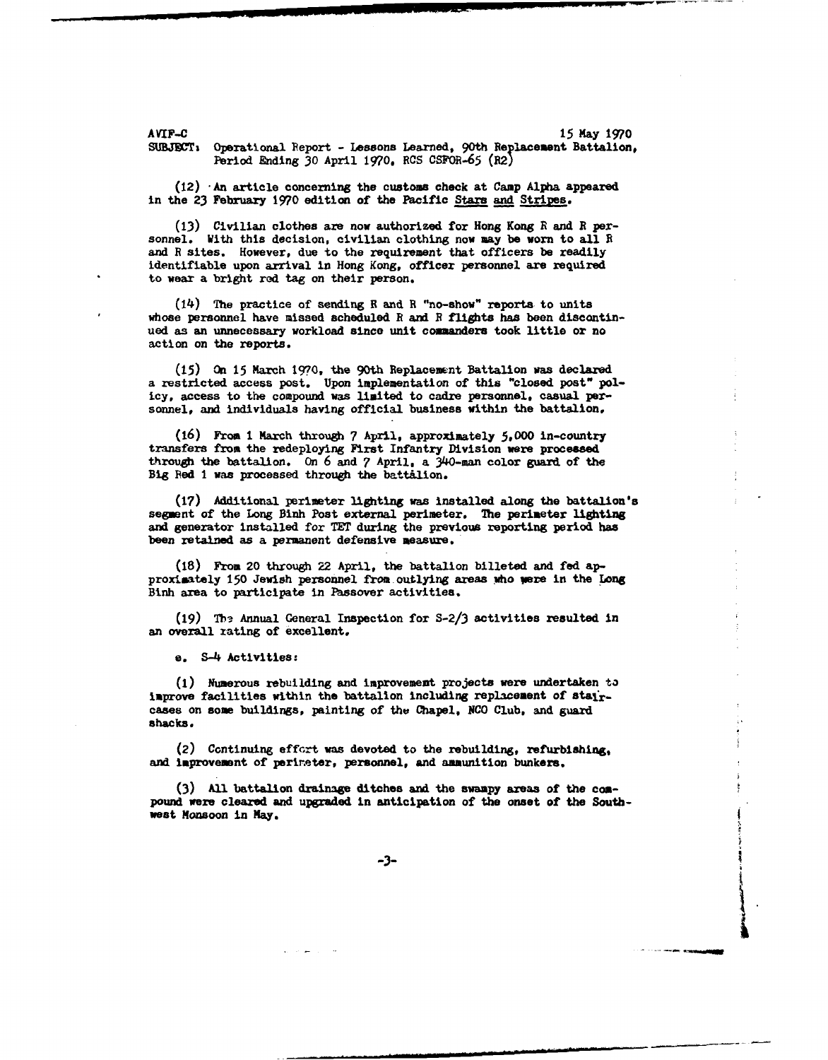AVIF-C 15 May 1970

SUBJECT: Operational Report - Lessons Learned, 90th Replacement Battalion, Period Ending 30 April 1970, RCS CSFOR-65 (R2)

(12) An article concerning the customs check at Camp Alpha appeared in the 23 February 1970 edition of the Pacific Stars and Stripes.

(13) Civilian clothes are now authorized for Hong Kong R and R personnel. With this decision, civilian clothing now may be worn to all R and R sites. However, due to the requirement that officers be readily identifiable upon arrival in Hong Kong, officer personnel are required to wear a bright red tag on their person.

(14) The practice of sending R and R "no-show" reports to units whose personnel have missed scheduled R and R flights has been discontinued as an unnecessary workload since unit commanders took little or no action on the reports.

(15) On 15 March 1970, the 90th Replacement Battalion was declared a restricted access post. Upon implementation of this "closed post" policy, access to the compound was limited to cadre personnel, casual personnel, and individuals having official business within the battalion.

(16) From 1 March through 7 April, approximately 5,000 in-country transfers from the redeploying First Infantry Division were processed through the battalion. On 6 and 7 April, a 340-man color guard of the Big Red 1 was processed through the battalion.

(17) Additional perimeter lighting was installed along the battalion's segment of the Long Binh Post external perimeter. The perimeter lighting and generator installed for TET during the previous reporting period has been retained as a permanent defensive measure.

(18) From 20 through 22 April, the battalion billeted and fed approximately 150 Jewish personnel from outlying areas who were in the Long Binh area to participate in Passover activities.

(19) The Annual General Inspection for S-2/3 activities resulted in an overall rating of excellent.

e. S-4 Activities:

(1) Numerous rebuilding and improvement projects were undertaken to improve facilities within the battalion including replacement of staircases on some buildings, painting of the Chapel, NCO Club, and guard shacks.

(2) Continuing effort was devoted to the rebuilding, refurbishing, and improvement of perimeter, personnel, and ammunition bunkers.

(3) All battalion drainage ditches and the swampy areas of the compound were cleared and upgraded in anticipation of the onset of the Southwest Monsoon in May.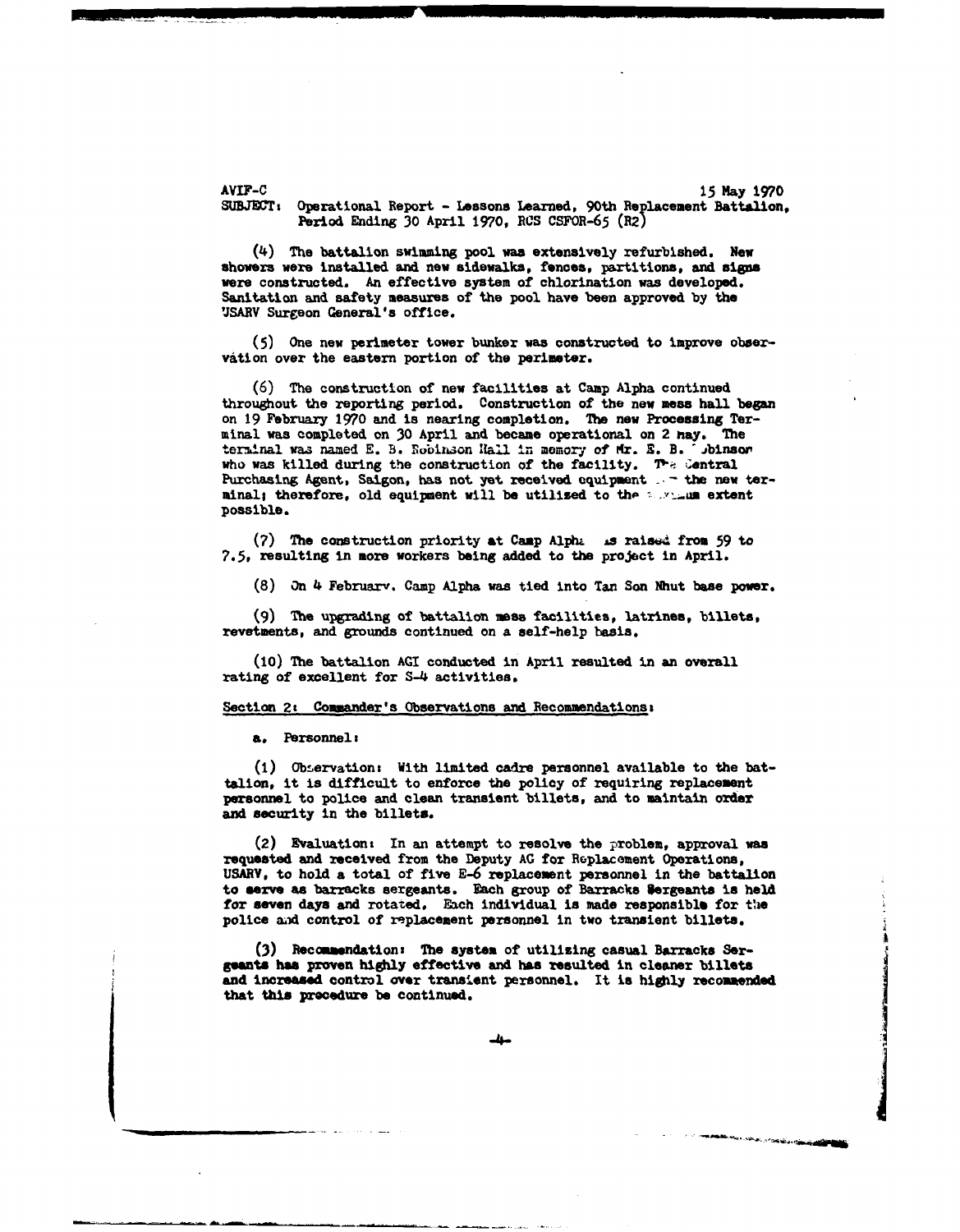AVIF-C 15 May 1970
SUBJECT: Operational Report - Lessons Learned, 90th Replacement Battalion, Period Ending 30 April 1970, RCS CSFOR-65 (R2)

(4) The battalion swimming pool was extensively refurbished. New showers were installed and new sidewalks, fences, partitions, and signs were constructed. An effective system of chlorination was developed. Sanitation and safety measures of the pool have been approved by the USARV Surgeon General's office.

(5) One new perimeter tower bunker was constructed to improve observation over the eastern portion of the perimeter.

(6) The construction of new facilities at Camp Alpha continued throughout the reporting period. Construction of the new mess hall began on 19 February 1970 and is nearing completion. The new Processing Terminal was completed on 30 April and became operational on 2 May. The terminal was named E. B. Robinson Hall in memory of Mr. E. B. Robinson who was killed during the construction of the facility. The Central Purchasing Agent, Saigon, has not yet received equipment for the new terminal; therefore, old equipment will be utilized to the maximum extent possible.

(7) The construction priority at Camp Alpha was raised from 59 to 7.5, resulting in more workers being added to the project in April.

(8) On 4 February, Camp Alpha was tied into Tan Son Nhut base power.

(9) The upgrading of battalion mess facilities, latrines, billets, revetments, and grounds continued on a self-help basis.

(10) The battalion AGI conducted in April resulted in an overall rating of excellent for S-4 activities.

Section 2: Commander's Observations and Recommendations:

a. Personnel:

(1) Observation: With limited cadre personnel available to the battalion, it is difficult to enforce the policy of requiring replacement personnel to police and clean transient billets, and to maintain order and security in the billets.

(2) Evaluation: In an attempt to resolve the problem, approval was requested and received from the Deputy AG for Replacement Operations, USARV, to hold a total of five E-6 replacement personnel in the battalion to serve as barracks sergeants. Each group of Barracks Sergeants is held for seven days and rotated. Each individual is made responsible for the police and control of replacement personnel in two transient billets.

(3) Recommendation: The system of utilizing casual Barracks Sergeants has proven highly effective and has resulted in cleaner billets and increased control over transient personnel. It is highly recommended that this procedure be continued.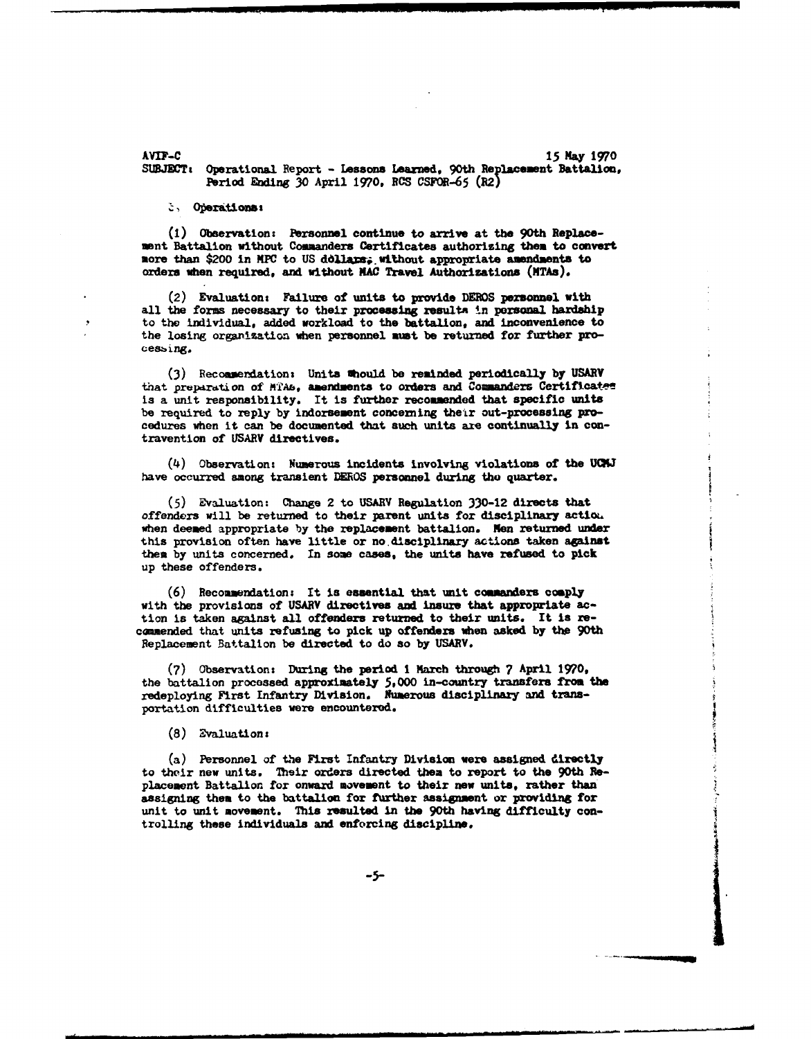AVIF-C 15 May 1970

SUBJECT: Operational Report - Lessons Learned, 90th Replacement Battalion, Period Ending 30 April 1970, RCS CSFOR-65 (R2)

c. Operations:

(1) Observation: Personnel continue to arrive at the 90th Replacement Battalion without Commanders Certificates authorizing them to convert more than $200 in MPC to US dollars, without appropriate amendments to orders when required, and without MAC Travel Authorizations (MTAs).

(2) Evaluation: Failure of units to provide DEROS personnel with all the forms necessary to their processing results in personal hardship to the individual, added workload to the battalion, and inconvenience to the losing organization when personnel must be returned for further processing.

(3) Recommendation: Units should be reminded periodically by USARV that preparation of MTAs, amendments to orders and Commanders Certificates is a unit responsibility. It is further recommended that specific units be required to reply by indorsement concerning their out-processing procedures when it can be documented that such units are continually in contravention of USARV directives.

(4) Observation: Numerous incidents involving violations of the UCMJ have occurred among transient DEROS personnel during the quarter.

(5) Evaluation: Change 2 to USARV Regulation 330-12 directs that offenders will be returned to their parent units for disciplinary action when deemed appropriate by the replacement battalion. Men returned under this provision often have little or no disciplinary actions taken against them by units concerned. In some cases, the units have refused to pick up these offenders.

(6) Recommendation: It is essential that unit commanders comply with the provisions of USARV directives and insure that appropriate action is taken against all offenders returned to their units. It is recommended that units refusing to pick up offenders when asked by the 90th Replacement Battalion be directed to do so by USARV.

(7) Observation: During the period 1 March through 7 April 1970, the battalion processed approximately 5,000 in-country transfers from the redeploying First Infantry Division. Numerous disciplinary and transportation difficulties were encountered.

(8) Evaluation:

(a) Personnel of the First Infantry Division were assigned directly to their new units. Their orders directed them to report to the 90th Replacement Battalion for onward movement to their new units, rather than assigning them to the battalion for further assignment or providing for unit to unit movement. This resulted in the 90th having difficulty controlling these individuals and enforcing discipline.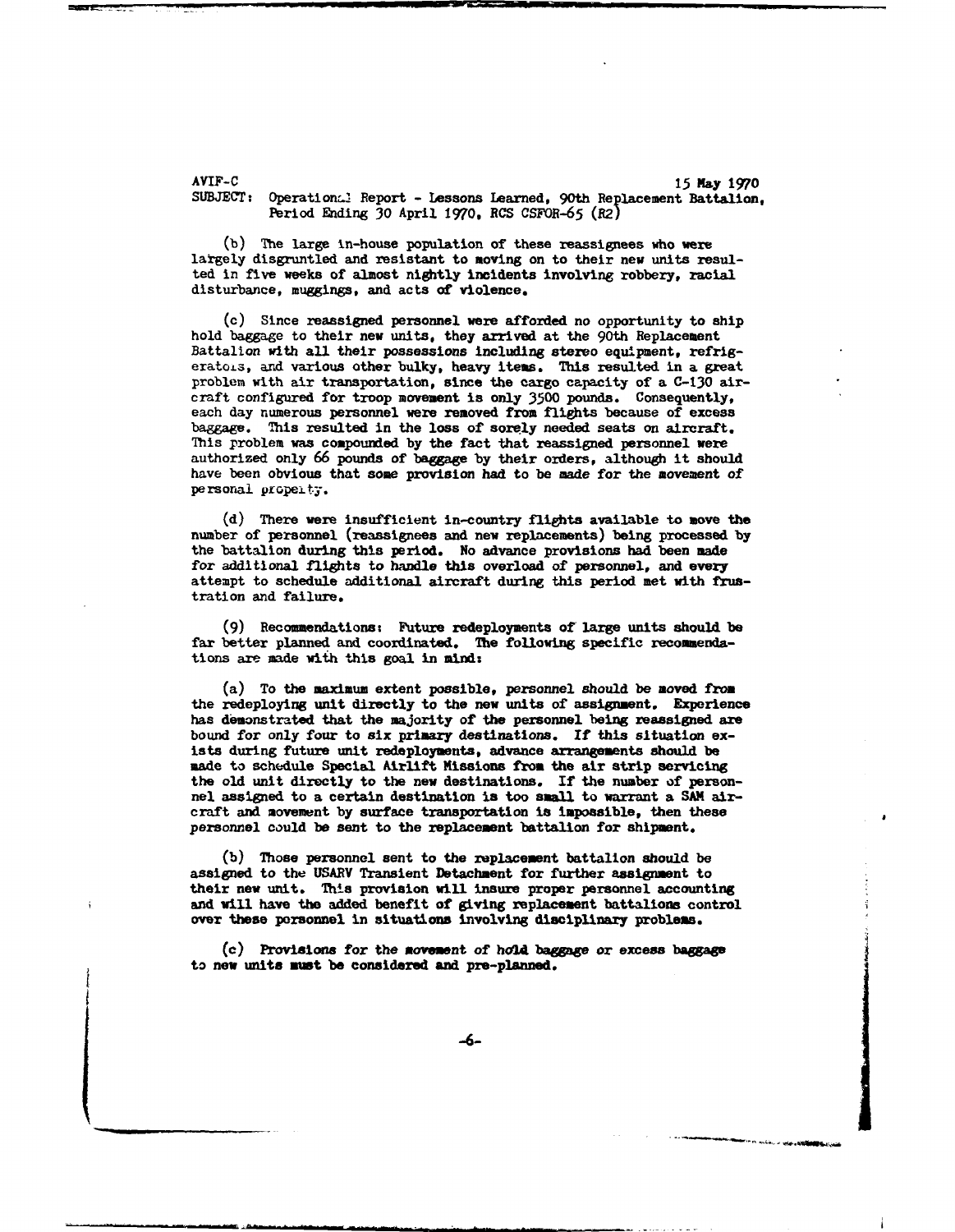AVIF-C 15 May 1970
SUBJECT: Operational Report - Lessons Learned, 90th Replacement Battalion, Period Ending 30 April 1970, RCS CSFOR-65 (R2)

(b) The large in-house population of these reassignees who were largely disgruntled and resistant to moving on to their new units resulted in five weeks of almost nightly incidents involving robbery, racial disturbance, muggings, and acts of violence.

(c) Since reassigned personnel were afforded no opportunity to ship hold baggage to their new units, they arrived at the 90th Replacement Battalion with all their possessions including stereo equipment, refrigerators, and various other bulky, heavy items. This resulted in a great problem with air transportation, since the cargo capacity of a C-130 aircraft configured for troop movement is only 3500 pounds. Consequently, each day numerous personnel were removed from flights because of excess baggage. This resulted in the loss of sorely needed seats on aircraft. This problem was compounded by the fact that reassigned personnel were authorized only 66 pounds of baggage by their orders, although it should have been obvious that some provision had to be made for the movement of personal property.

(d) There were insufficient in-country flights available to move the number of personnel (reassignees and new replacements) being processed by the battalion during this period. No advance provisions had been made for additional flights to handle this overload of personnel, and every attempt to schedule additional aircraft during this period met with frustration and failure.

(9) Recommendations: Future redeployments of large units should be far better planned and coordinated. The following specific recommendations are made with this goal in mind:

(a) To the maximum extent possible, personnel should be moved from the redeploying unit directly to the new units of assignment. Experience has demonstrated that the majority of the personnel being reassigned are bound for only four to six primary destinations. If this situation exists during future unit redeployments, advance arrangements should be made to schedule Special Airlift Missions from the air strip servicing the old unit directly to the new destinations. If the number of personnel assigned to a certain destination is too small to warrant a SAM aircraft and movement by surface transportation is impossible, then these personnel could be sent to the replacement battalion for shipment.

(b) Those personnel sent to the replacement battalion should be assigned to the USARV Transient Detachment for further assignment to their new unit. This provision will insure proper personnel accounting and will have the added benefit of giving replacement battalions control over these personnel in situations involving disciplinary problems.

(c) Provisions for the movement of hold baggage or excess baggage to new units must be considered and pre-planned.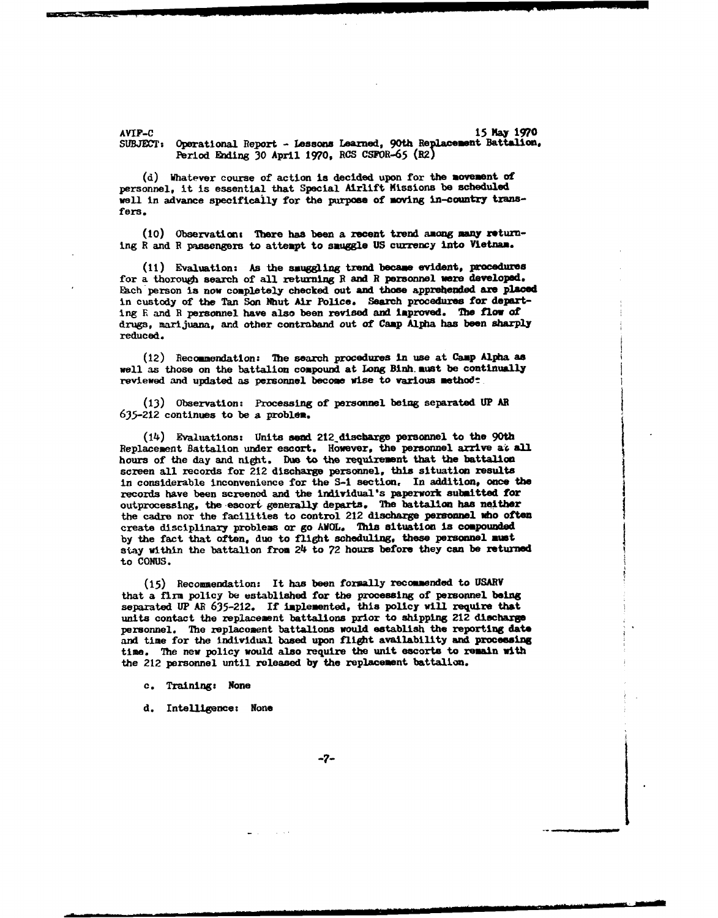AVIP-C 15 May 1970
SUBJECT: Operational Report - Lessons Learned, 90th Replacement Battalion, Period Ending 30 April 1970, RCS CSFOR-65 (R2)

(d) Whatever course of action is decided upon for the movement of personnel, it is essential that Special Airlift Missions be scheduled well in advance specifically for the purpose of moving in-country transfers.

(10) Observation: There has been a recent trend among many returning R and R passengers to attempt to smuggle US currency into Vietnam.

(11) Evaluation: As the smuggling trend became evident, procedures for a thorough search of all returning R and R personnel were developed. Each person is now completely checked out and those apprehended are placed in custody of the Tan Son Nhut Air Police. Search procedures for departing R and R personnel have also been revised and improved. The flow of drugs, marijuana, and other contraband out of Camp Alpha has been sharply reduced.

(12) Recommendation: The search procedures in use at Camp Alpha as well as those on the battalion compound at Long Binh must be continually reviewed and updated as personnel become wise to various methods.

(13) Observation: Processing of personnel being separated UP AR 635-212 continues to be a problem.

(14) Evaluations: Units send 212 discharge personnel to the 90th Replacement Battalion under escort. However, the personnel arrive at all hours of the day and night. Due to the requirement that the battalion screen all records for 212 discharge personnel, this situation results in considerable inconvenience for the S-1 section. In addition, once the records have been screened and the individual's paperwork submitted for outprocessing, the escort generally departs. The battalion has neither the cadre nor the facilities to control 212 discharge personnel who often create disciplinary problems or go AWOL. This situation is compounded by the fact that often, due to flight scheduling, these personnel must stay within the battalion from 24 to 72 hours before they can be returned to CONUS.

(15) Recommendation: It has been formally recommended to USARV that a firm policy be established for the processing of personnel being separated UP AR 635-212. If implemented, this policy will require that units contact the replacement battalions prior to shipping 212 discharge personnel. The replacement battalions would establish the reporting date and time for the individual based upon flight availability and processing time. The new policy would also require the unit escorts to remain with the 212 personnel until released by the replacement battalion.

c. Training: None

d. Intelligence: None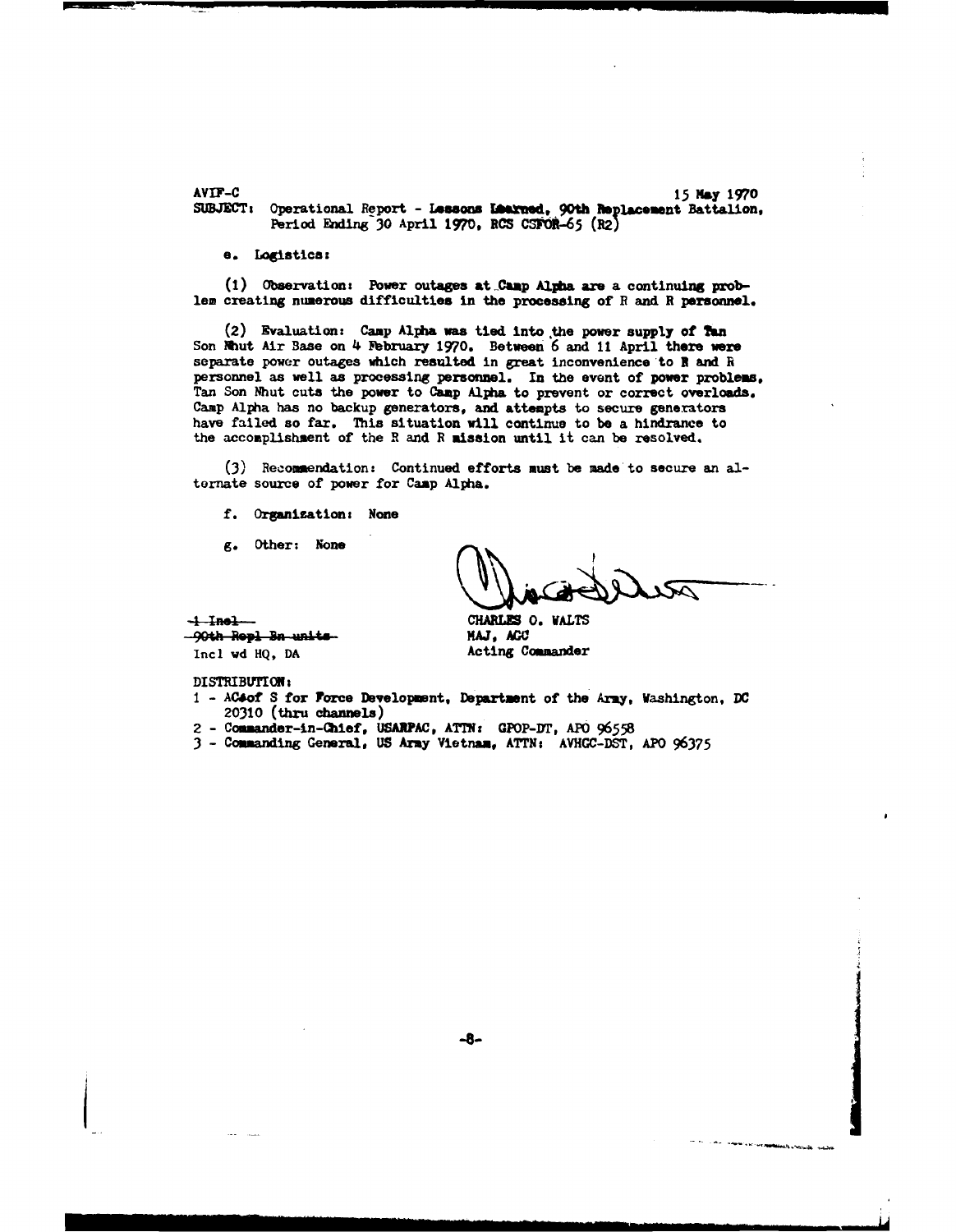AVIF-C 15 May 1970

SUBJECT: Operational Report - Lessons Learned, 90th Replacement Battalion, Period Ending 30 April 1970, RCS CSFOR-65 (R2)

e. Logistics:

(1) Observation: Power outages at Camp Alpha are a continuing problem creating numerous difficulties in the processing of R and R personnel.

(2) Evaluation: Camp Alpha was tied into the power supply of Tan Son Nhut Air Base on 4 February 1970. Between 6 and 11 April there were separate power outages which resulted in great inconvenience to R and R personnel as well as processing personnel. In the event of power problems, Tan Son Nhut cuts the power to Camp Alpha to prevent or correct overloads. Camp Alpha has no backup generators, and attempts to secure generators have failed so far. This situation will continue to be a hindrance to the accomplishment of the R and R mission until it can be resolved.

(3) Recommendation: Continued efforts must be made to secure an alternate source of power for Camp Alpha.

f. Organization: None

g. Other: None

~~1 Incl~~
~~90th Repl Bn units~~
Incl wd HQ, DA

CHARLES O. WALTS
MAJ, AGC
Acting Commander

DISTRIBUTION:

1 - ACofS for Force Development, Department of the Army, Washington, DC 20310 (thru channels)
2 - Commander-in-Chief, USARPAC, ATTN: GPOP-DT, APO 96558
3 - Commanding General, US Army Vietnam, ATTN: AVHGC-DST, APO 96375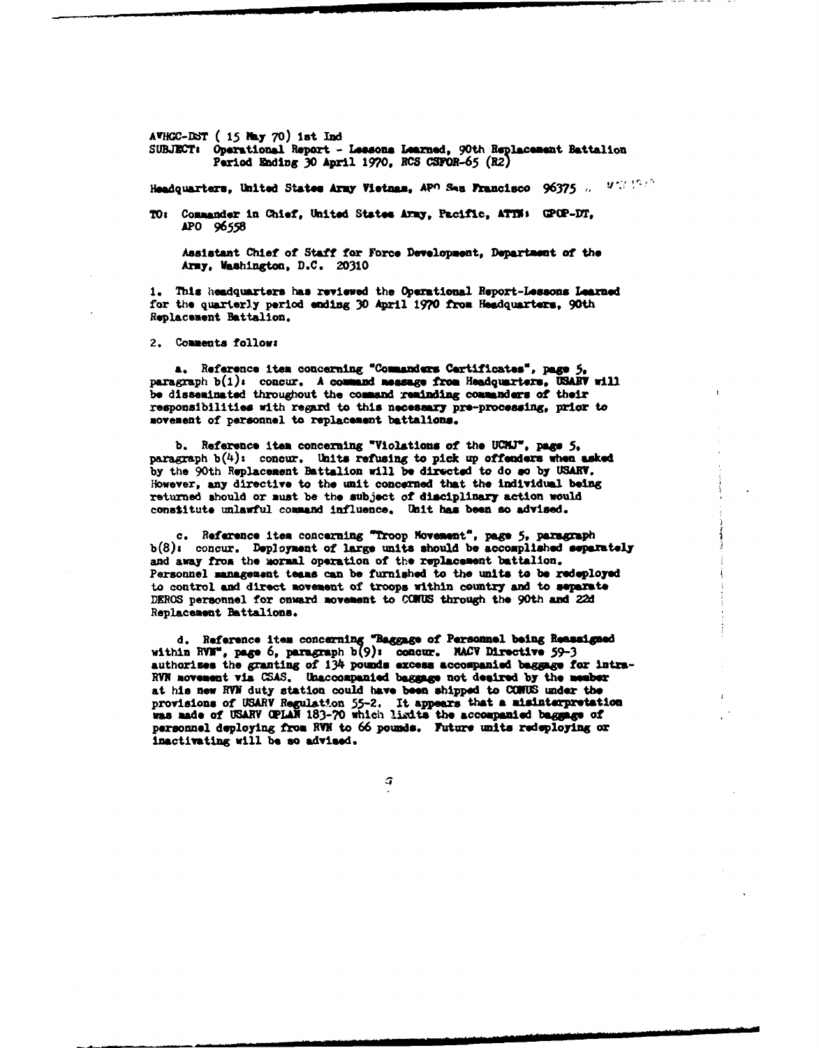AVHGC-DST ( 15 May 70) 1st Ind
SUBJECT: Operational Report - Lessons Learned, 90th Replacement Battalion
Period Ending 30 April 1970, RCS CSFOR-65 (R2)

Headquarters, United States Army Vietnam, APO San Francisco 96375

TO: Commander in Chief, United States Army, Pacific, ATTN: GPOP-DT, APO 96558

Assistant Chief of Staff for Force Development, Department of the Army, Washington, D.C. 20310

1. This headquarters has reviewed the Operational Report-Lessons Learned for the quarterly period ending 30 April 1970 from Headquarters, 90th Replacement Battalion.

2. Comments follow:

a. Reference item concerning "Commanders Certificates", page 5, paragraph b(1): concur. A command message from Headquarters, USARV will be disseminated throughout the command reminding commanders of their responsibilities with regard to this necessary pre-processing, prior to movement of personnel to replacement battalions.

b. Reference item concerning "Violations of the UCMJ", page 5, paragraph b(4): concur. Units refusing to pick up offenders when asked by the 90th Replacement Battalion will be directed to do so by USARV. However, any directive to the unit concerned that the individual being returned should or must be the subject of disciplinary action would constitute unlawful command influence. Unit has been so advised.

c. Reference item concerning "Troop Movement", page 5, paragraph b(8): concur. Deployment of large units should be accomplished separately and away from the normal operation of the replacement battalion. Personnel management teams can be furnished to the units to be redeployed to control and direct movement of troops within country and to separate DEROS personnel for onward movement to CONUS through the 90th and 22d Replacement Battalions.

d. Reference item concerning "Baggage of Personnel being Reassigned within RVN", page 6, paragraph b(9): concur. MACV Directive 59-3 authorizes the granting of 134 pounds excess accompanied baggage for intra-RVN movement via CSAS. Unaccompanied baggage not desired by the member at his new RVN duty station could have been shipped to CONUS under the provisions of USARV Regulation 55-2. It appears that a misinterpretation was made of USARV OPLAN 183-70 which limits the accompanied baggage of personnel deploying from RVN to 66 pounds. Future units redeploying or inactivating will be so advised.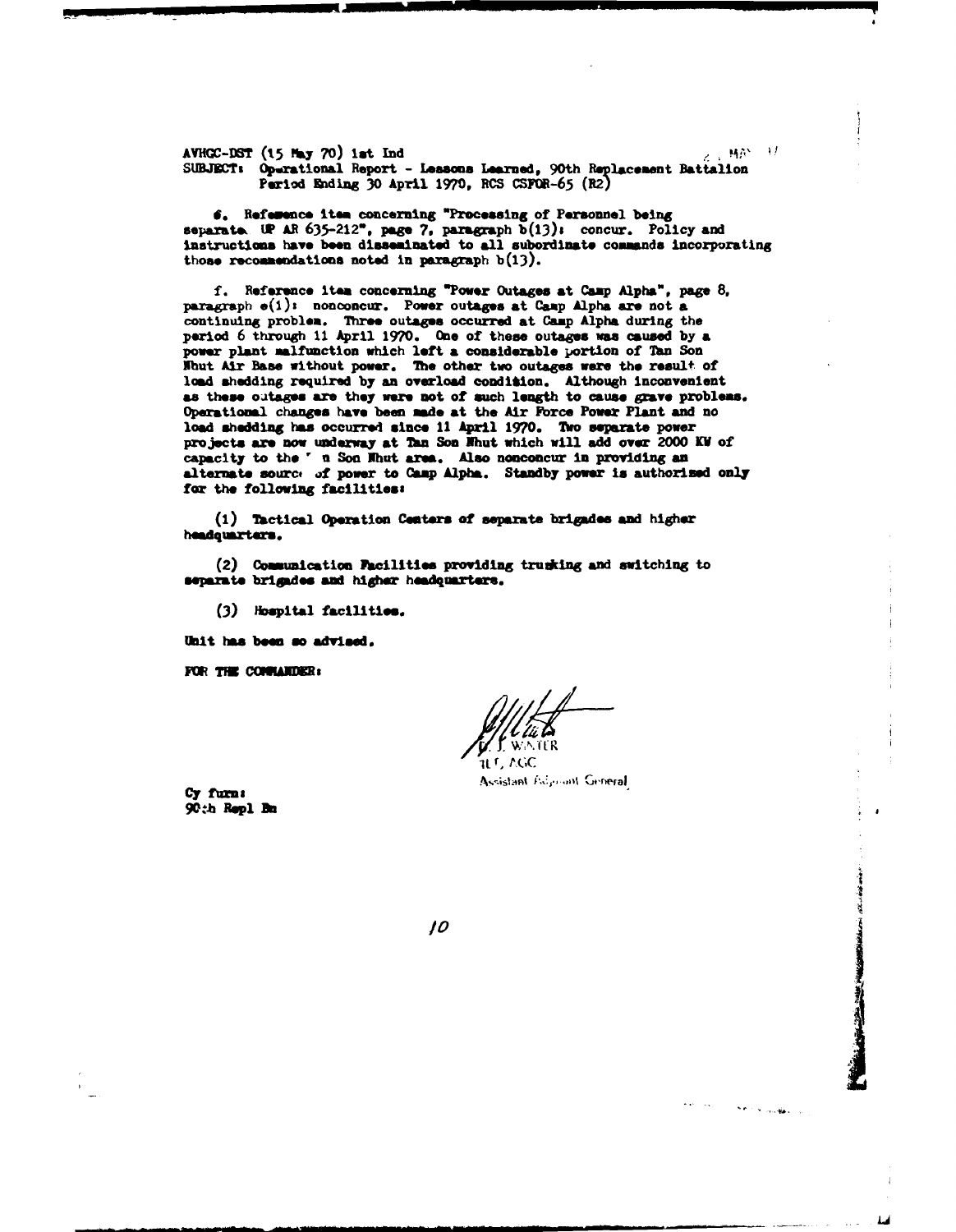AVHGC-DST (15 May 70) 1st Ind

SUBJECT: Operational Report - Lessons Learned, 90th Replacement Battalion Period Ending 30 April 1970, RCS CSFOR-65 (R2)

e. Reference item concerning "Processing of Personnel being separated UP AR 635-212", page 7, paragraph b(13): concur. Policy and instructions have been disseminated to all subordinate commands incorporating those recommendations noted in paragraph b(13).

f. Reference item concerning "Power Outages at Camp Alpha", page 8, paragraph e(1): nonconcur. Power outages at Camp Alpha are not a continuing problem. Three outages occurred at Camp Alpha during the period 6 through 11 April 1970. One of these outages was caused by a power plant malfunction which left a considerable portion of Tan Son Nhut Air Base without power. The other two outages were the result of load shedding required by an overload condition. Although inconvenient as these outages are they were not of such length to cause grave problems. Operational changes have been made at the Air Force Power Plant and no load shedding has occurred since 11 April 1970. Two separate power projects are now underway at Tan Son Nhut which will add over 2000 KW of capacity to the Tan Son Nhut area. Also nonconcur in providing an alternate source of power to Camp Alpha. Standby power is authorized only for the following facilities:

(1) Tactical Operation Centers of separate brigades and higher headquarters.

(2) Communication Facilities providing trunking and switching to separate brigades and higher headquarters.

(3) Hospital facilities.

Unit has been so advised.

FOR THE COMMANDER:

D. J. WINTER
1LT, AGC
Assistant Adjutant General

Cy furn:
90th Repl Bn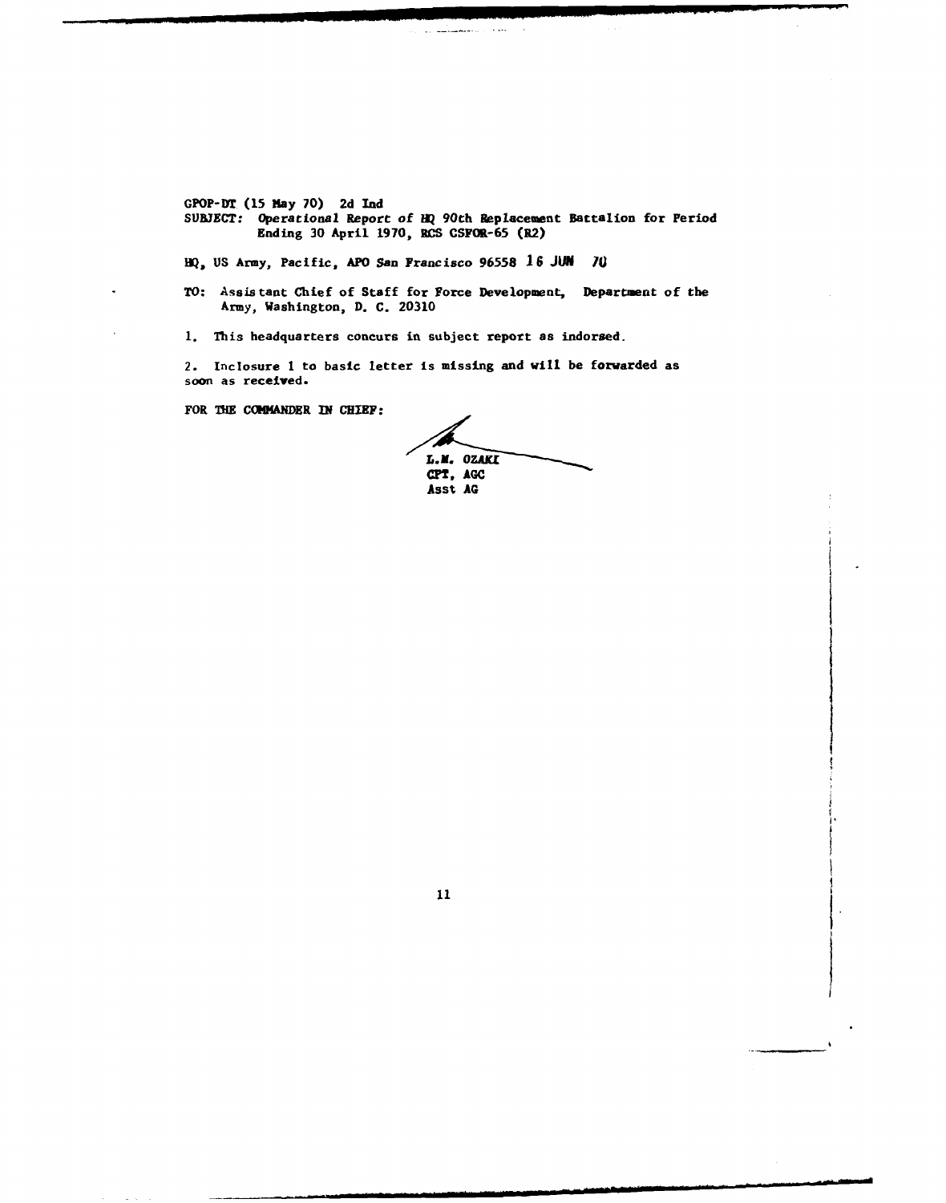GPOP-DT (15 May 70) 2d Ind
SUBJECT: Operational Report of HQ 90th Replacement Battalion for Period Ending 30 April 1970, RCS CSFOR-65 (R2)

HQ, US Army, Pacific, APO San Francisco 96558 16 JUN 70

TO: Assistant Chief of Staff for Force Development, Department of the Army, Washington, D. C. 20310

1. This headquarters concurs in subject report as indorsed.

2. Inclosure 1 to basic letter is missing and will be forwarded as soon as received.

FOR THE COMMANDER IN CHIEF:

L.M. OZAKI
CPT, AGC
Asst AG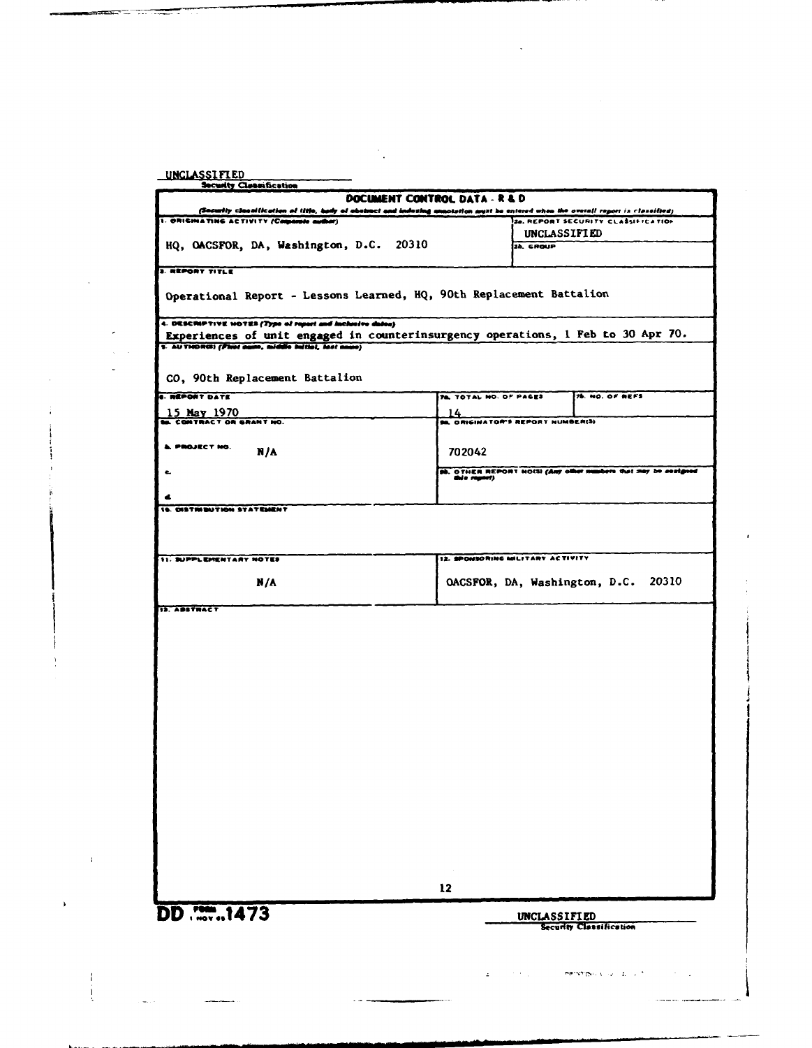UNCLASSIFIED
Security Classification

## DOCUMENT CONTROL DATA - R & D

*(Security classification of title, body of abstract and indexing annotation must be entered when the overall report is classified)*

| | |
|---|---|
| 1. ORIGINATING ACTIVITY (Corporate author) HQ, OACSFOR, DA, Washington, D.C. 20310 | 2a. REPORT SECURITY CLASSIFICATION UNCLASSIFIED |
| | 2b. GROUP |

3. REPORT TITLE

Operational Report - Lessons Learned, HQ, 90th Replacement Battalion

4. DESCRIPTIVE NOTES (Type of report and inclusive dates)

Experiences of unit engaged in counterinsurgency operations, 1 Feb to 30 Apr 70.

5. AUTHOR(S) (First name, middle initial, last name)

CO, 90th Replacement Battalion

| | | |
|---|---|---|
| 6. REPORT DATE 15 May 1970 | 7a. TOTAL NO. OF PAGES 14 | 7b. NO. OF REFS |
| 8a. CONTRACT OR GRANT NO. | 9a. ORIGINATOR'S REPORT NUMBER(S) 702042 | |
| b. PROJECT NO. N/A | | |
| c. | 9b. OTHER REPORT NO(S) (Any other numbers that may be assigned this report) | |
| d. | | |

10. DISTRIBUTION STATEMENT

| | |
|---|---|
| 11. SUPPLEMENTARY NOTES N/A | 12. SPONSORING MILITARY ACTIVITY OACSFOR, DA, Washington, D.C. 20310 |

13. ABSTRACT

DD FORM 1 NOV 65 1473

UNCLASSIFIED
Security Classification